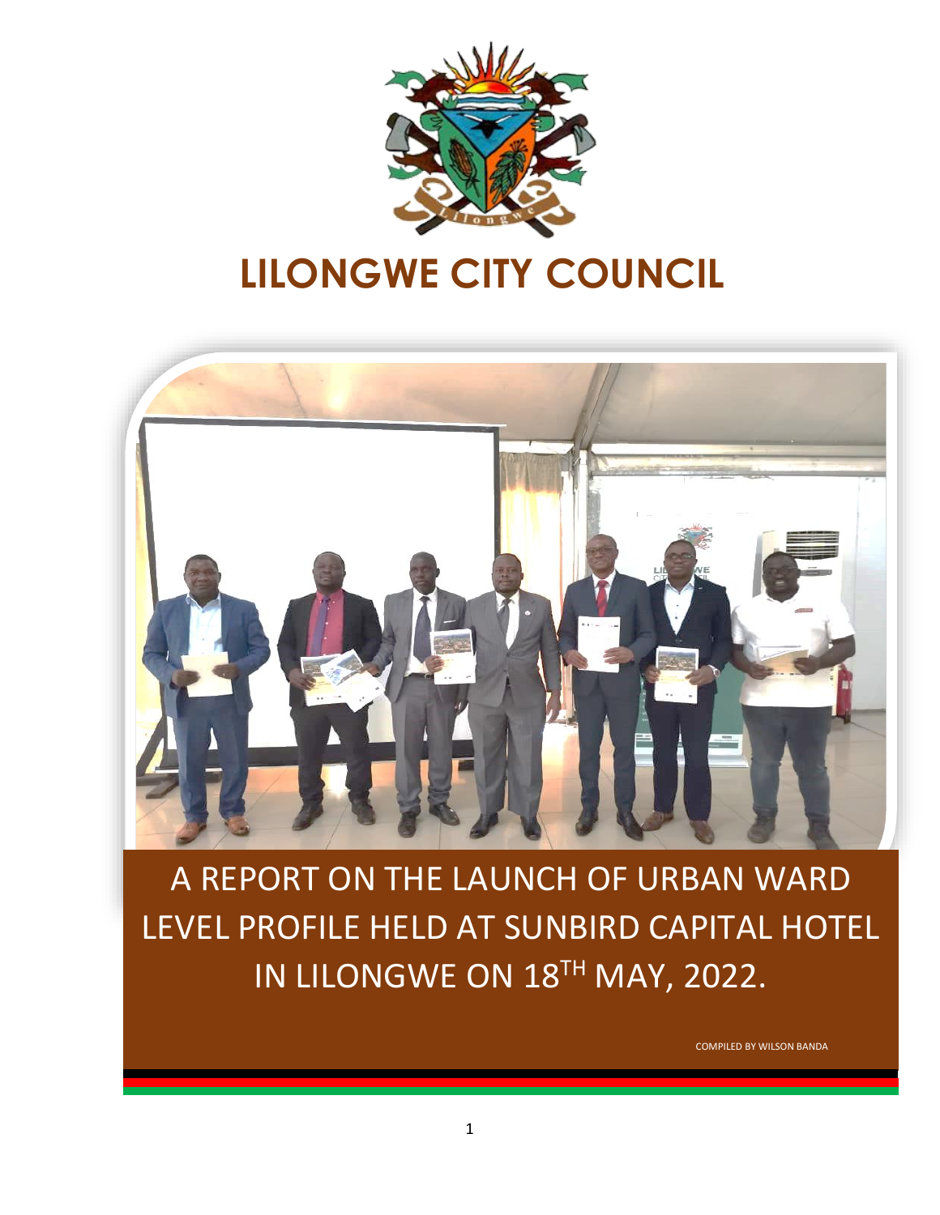# LILONGWE CITY COUNCIL

A REPORT ON THE LAUNCH OF URBAN WARD LEVEL PROFILE HELD AT SUNBIRD CAPITAL HOTEL IN LILONGWE ON 18TH MAY, 2022.

COMPILED BY WILSON BANDA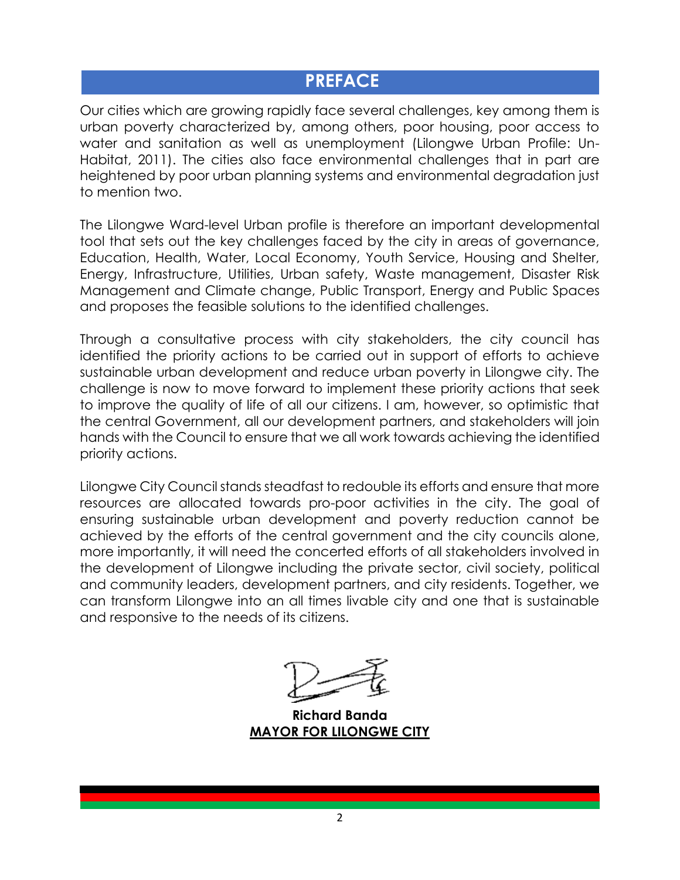# PREFACE

Our cities which are growing rapidly face several challenges, key among them is urban poverty characterized by, among others, poor housing, poor access to water and sanitation as well as unemployment (Lilongwe Urban Profile: Un-Habitat, 2011). The cities also face environmental challenges that in part are heightened by poor urban planning systems and environmental degradation just to mention two.

The Lilongwe Ward-level Urban profile is therefore an important developmental tool that sets out the key challenges faced by the city in areas of governance, Education, Health, Water, Local Economy, Youth Service, Housing and Shelter, Energy, Infrastructure, Utilities, Urban safety, Waste management, Disaster Risk Management and Climate change, Public Transport, Energy and Public Spaces and proposes the feasible solutions to the identified challenges.

Through a consultative process with city stakeholders, the city council has identified the priority actions to be carried out in support of efforts to achieve sustainable urban development and reduce urban poverty in Lilongwe city. The challenge is now to move forward to implement these priority actions that seek to improve the quality of life of all our citizens. I am, however, so optimistic that the central Government, all our development partners, and stakeholders will join hands with the Council to ensure that we all work towards achieving the identified priority actions.

Lilongwe City Council stands steadfast to redouble its efforts and ensure that more resources are allocated towards pro-poor activities in the city. The goal of ensuring sustainable urban development and poverty reduction cannot be achieved by the efforts of the central government and the city councils alone, more importantly, it will need the concerted efforts of all stakeholders involved in the development of Lilongwe including the private sector, civil society, political and community leaders, development partners, and city residents. Together, we can transform Lilongwe into an all times livable city and one that is sustainable and responsive to the needs of its citizens.

**Richard Banda**
**MAYOR FOR LILONGWE CITY**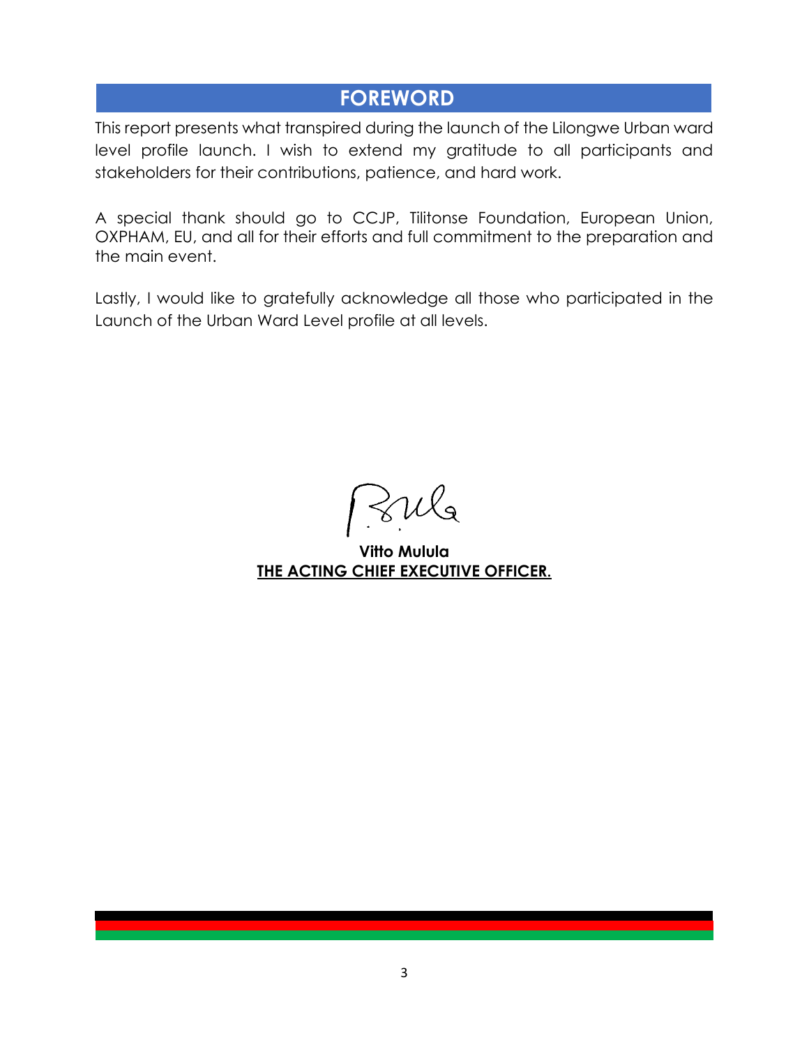# FOREWORD

This report presents what transpired during the launch of the Lilongwe Urban ward level profile launch. I wish to extend my gratitude to all participants and stakeholders for their contributions, patience, and hard work.

A special thank should go to CCJP, Tilitonse Foundation, European Union, OXPHAM, EU, and all for their efforts and full commitment to the preparation and the main event.

Lastly, I would like to gratefully acknowledge all those who participated in the Launch of the Urban Ward Level profile at all levels.

**Vitto Mulula**
**THE ACTING CHIEF EXECUTIVE OFFICER.**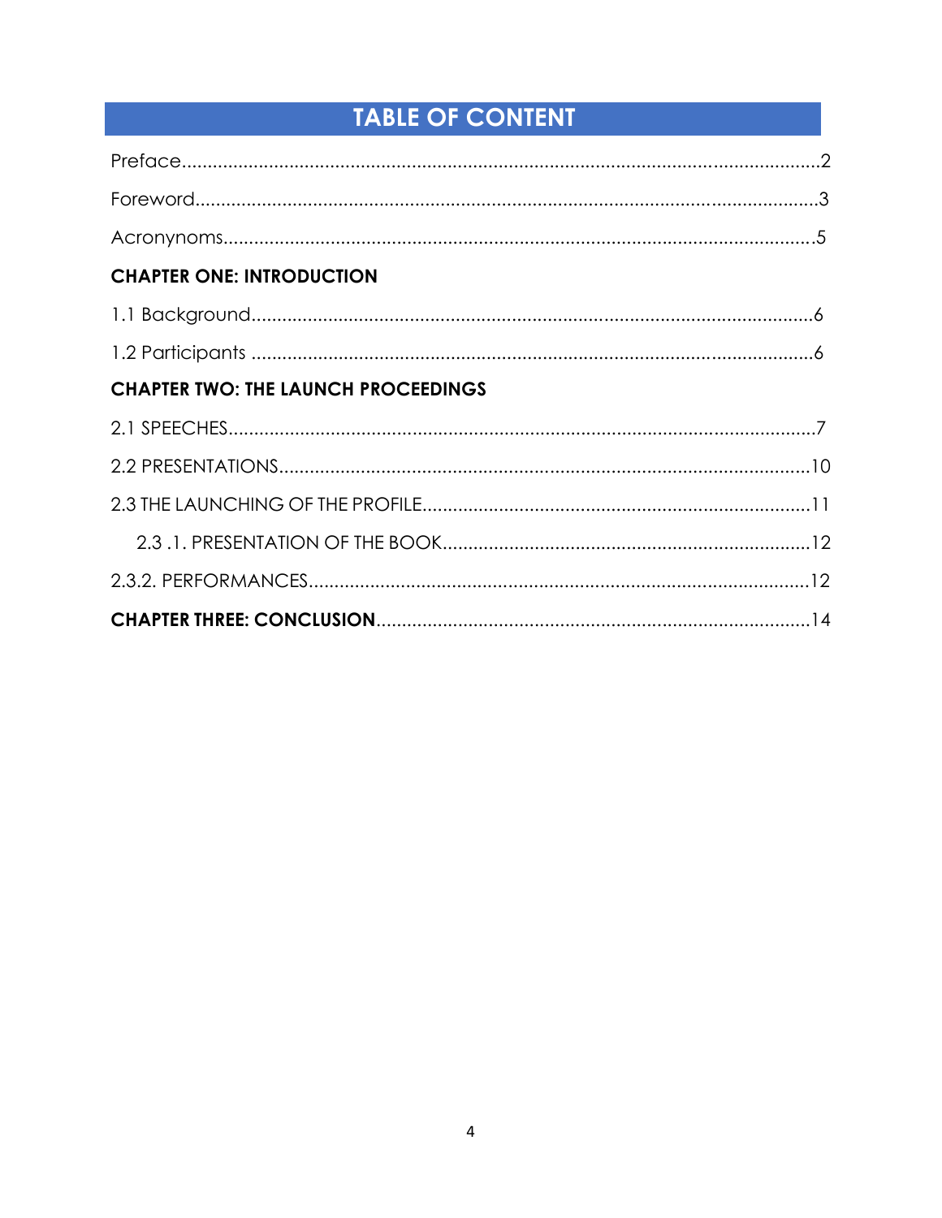# TABLE OF CONTENT

Preface..........................................................................................................................2

Foreword......................................................................................................................3

Acronynoms.................................................................................................................5

**CHAPTER ONE: INTRODUCTION**

1.1 Background.............................................................................................................6

1.2 Participants ............................................................................................................6

**CHAPTER TWO: THE LAUNCH PROCEEDINGS**

2.1 SPEECHES.................................................................................................................7

2.2 PRESENTATIONS......................................................................................................10

2.3 THE LAUNCHING OF THE PROFILE..........................................................................11

2.3 .1. PRESENTATION OF THE BOOK.......................................................................12

2.3.2. PERFORMANCES................................................................................................12

**CHAPTER THREE: CONCLUSION**....................................................................................14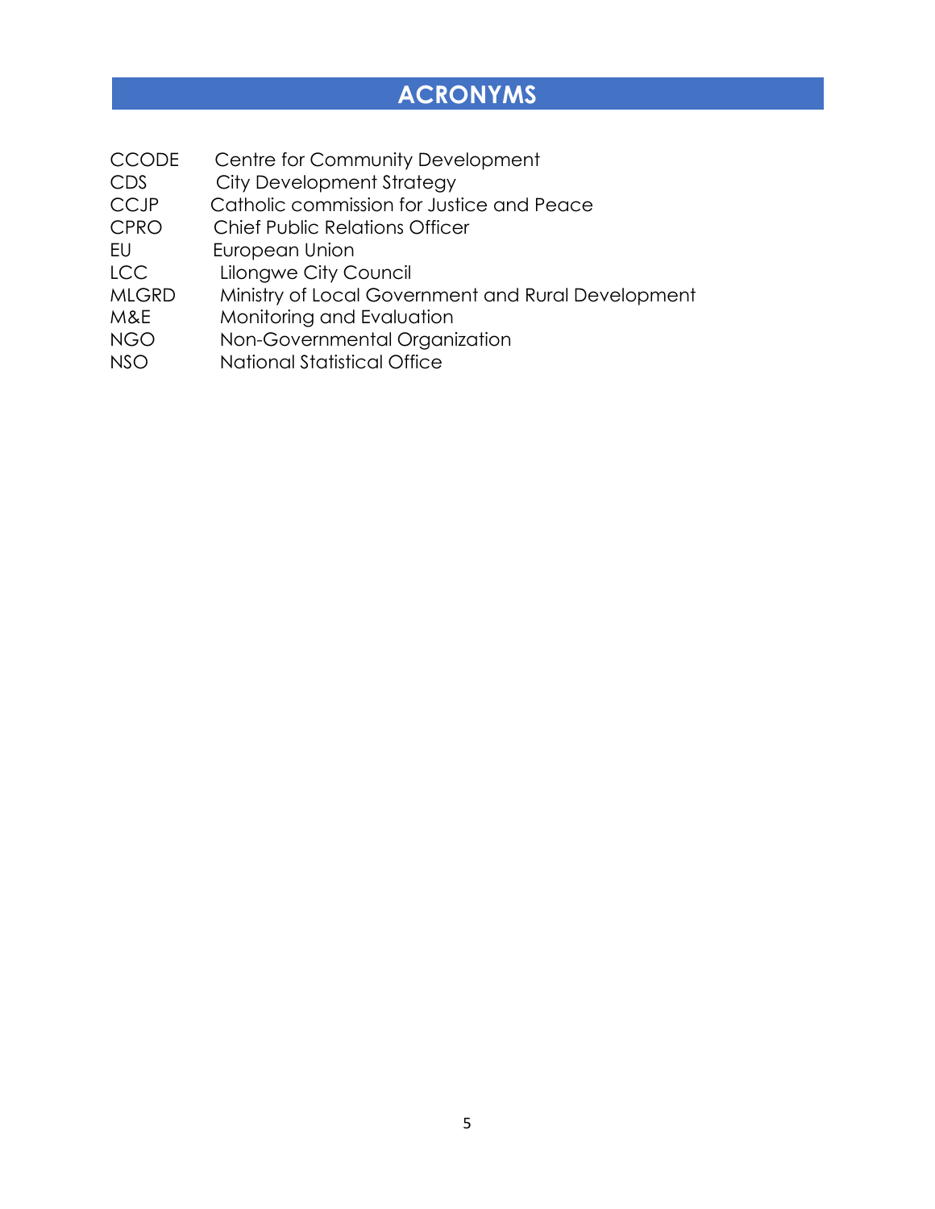# ACRONYMS

| | |
|---|---|
| CCODE | Centre for Community Development |
| CDS | City Development Strategy |
| CCJP | Catholic commission for Justice and Peace |
| CPRO | Chief Public Relations Officer |
| EU | European Union |
| LCC | Lilongwe City Council |
| MLGRD | Ministry of Local Government and Rural Development |
| M&E | Monitoring and Evaluation |
| NGO | Non-Governmental Organization |
| NSO | National Statistical Office |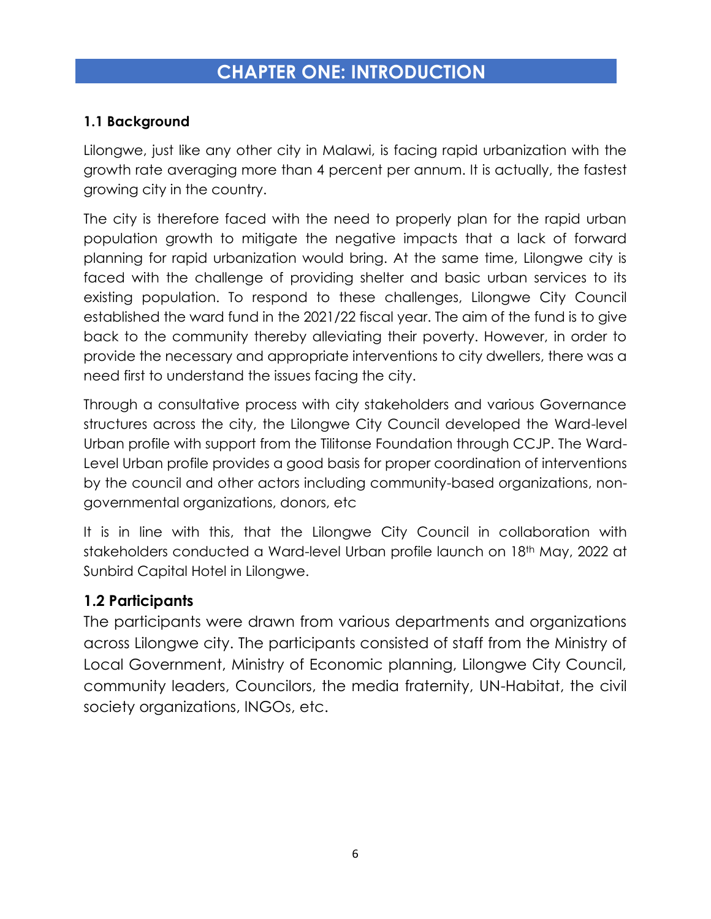# CHAPTER ONE: INTRODUCTION

## 1.1 Background

Lilongwe, just like any other city in Malawi, is facing rapid urbanization with the growth rate averaging more than 4 percent per annum. It is actually, the fastest growing city in the country.

The city is therefore faced with the need to properly plan for the rapid urban population growth to mitigate the negative impacts that a lack of forward planning for rapid urbanization would bring. At the same time, Lilongwe city is faced with the challenge of providing shelter and basic urban services to its existing population. To respond to these challenges, Lilongwe City Council established the ward fund in the 2021/22 fiscal year. The aim of the fund is to give back to the community thereby alleviating their poverty. However, in order to provide the necessary and appropriate interventions to city dwellers, there was a need first to understand the issues facing the city.

Through a consultative process with city stakeholders and various Governance structures across the city, the Lilongwe City Council developed the Ward-level Urban profile with support from the Tilitonse Foundation through CCJP. The Ward-Level Urban profile provides a good basis for proper coordination of interventions by the council and other actors including community-based organizations, non-governmental organizations, donors, etc

It is in line with this, that the Lilongwe City Council in collaboration with stakeholders conducted a Ward-level Urban profile launch on 18th May, 2022 at Sunbird Capital Hotel in Lilongwe.

## 1.2 Participants

The participants were drawn from various departments and organizations across Lilongwe city. The participants consisted of staff from the Ministry of Local Government, Ministry of Economic planning, Lilongwe City Council, community leaders, Councilors, the media fraternity, UN-Habitat, the civil society organizations, INGOs, etc.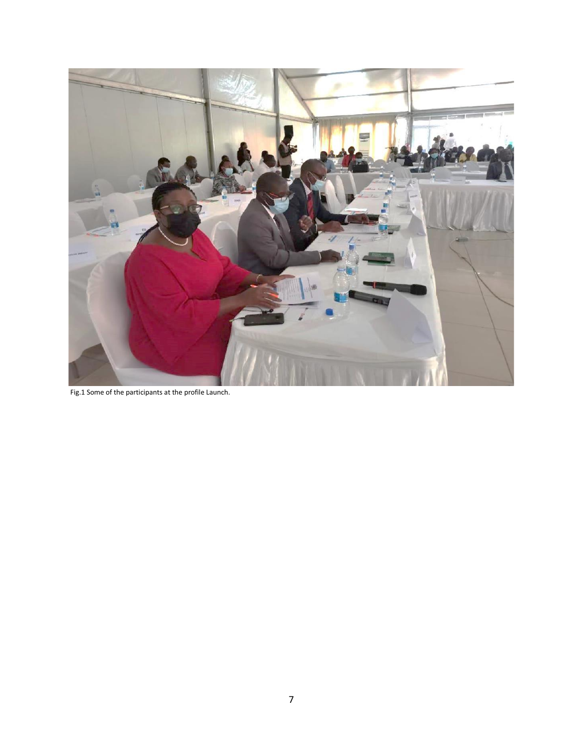Fig.1 Some of the participants at the profile Launch.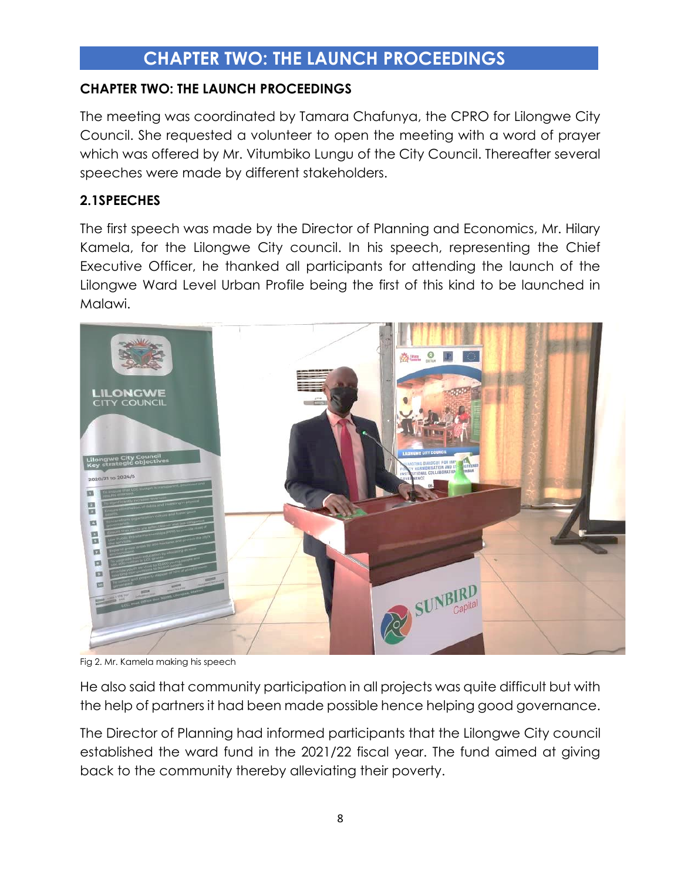# CHAPTER TWO: THE LAUNCH PROCEEDINGS

**CHAPTER TWO: THE LAUNCH PROCEEDINGS**

The meeting was coordinated by Tamara Chafunya, the CPRO for Lilongwe City Council. She requested a volunteer to open the meeting with a word of prayer which was offered by Mr. Vitumbiko Lungu of the City Council. Thereafter several speeches were made by different stakeholders.

## 2.1SPEECHES

The first speech was made by the Director of Planning and Economics, Mr. Hilary Kamela, for the Lilongwe City council. In his speech, representing the Chief Executive Officer, he thanked all participants for attending the launch of the Lilongwe Ward Level Urban Profile being the first of this kind to be launched in Malawi.

Fig 2. Mr. Kamela making his speech

He also said that community participation in all projects was quite difficult but with the help of partners it had been made possible hence helping good governance.

The Director of Planning had informed participants that the Lilongwe City council established the ward fund in the 2021/22 fiscal year. The fund aimed at giving back to the community thereby alleviating their poverty.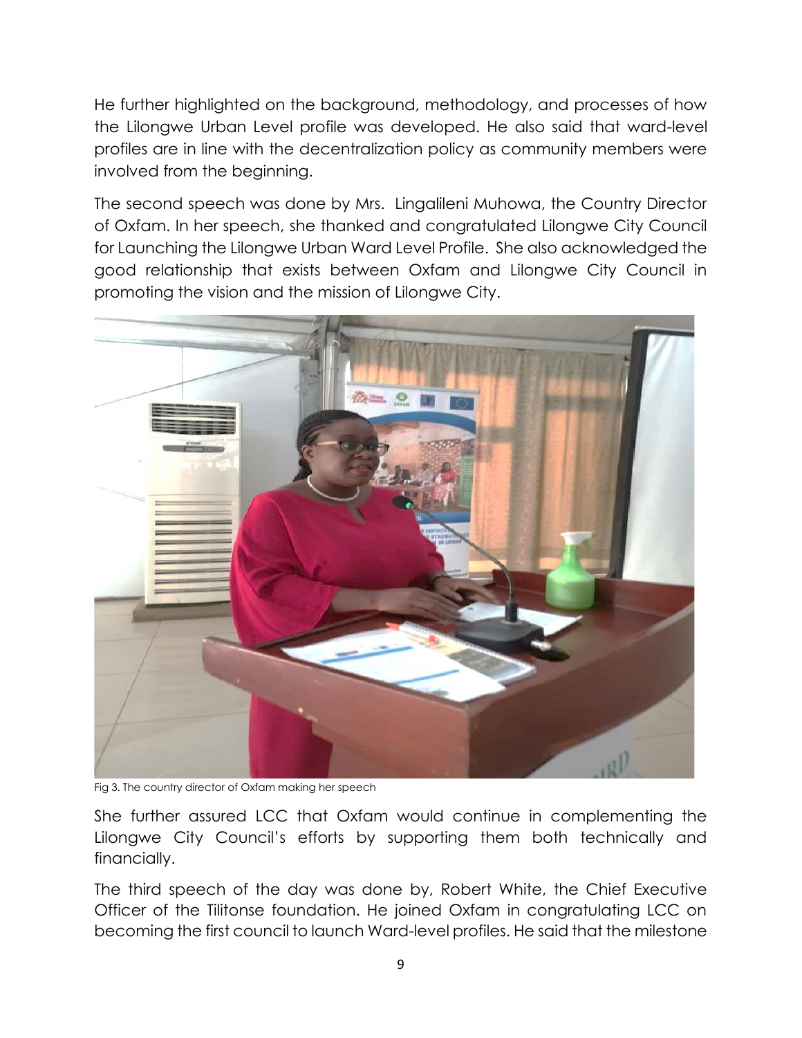He further highlighted on the background, methodology, and processes of how the Lilongwe Urban Level profile was developed. He also said that ward-level profiles are in line with the decentralization policy as community members were involved from the beginning.

The second speech was done by Mrs. Lingalileni Muhowa, the Country Director of Oxfam. In her speech, she thanked and congratulated Lilongwe City Council for Launching the Lilongwe Urban Ward Level Profile. She also acknowledged the good relationship that exists between Oxfam and Lilongwe City Council in promoting the vision and the mission of Lilongwe City.

Fig 3. The country director of Oxfam making her speech

She further assured LCC that Oxfam would continue in complementing the Lilongwe City Council's efforts by supporting them both technically and financially.

The third speech of the day was done by, Robert White, the Chief Executive Officer of the Tilitonse foundation. He joined Oxfam in congratulating LCC on becoming the first council to launch Ward-level profiles. He said that the milestone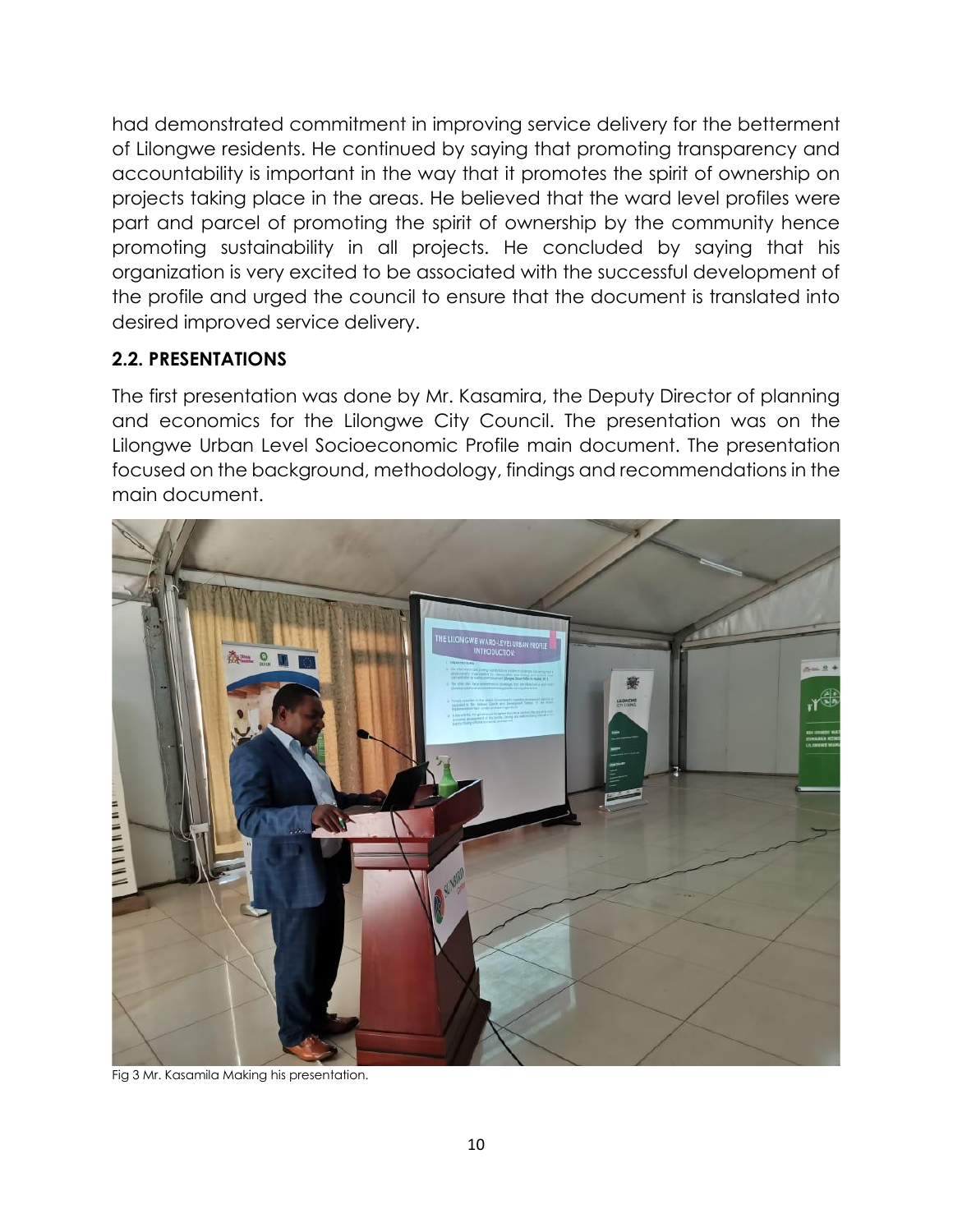had demonstrated commitment in improving service delivery for the betterment of Lilongwe residents. He continued by saying that promoting transparency and accountability is important in the way that it promotes the spirit of ownership on projects taking place in the areas. He believed that the ward level profiles were part and parcel of promoting the spirit of ownership by the community hence promoting sustainability in all projects. He concluded by saying that his organization is very excited to be associated with the successful development of the profile and urged the council to ensure that the document is translated into desired improved service delivery.

### 2.2. PRESENTATIONS

The first presentation was done by Mr. Kasamira, the Deputy Director of planning and economics for the Lilongwe City Council. The presentation was on the Lilongwe Urban Level Socioeconomic Profile main document. The presentation focused on the background, methodology, findings and recommendations in the main document.

Fig 3 Mr. Kasamila Making his presentation.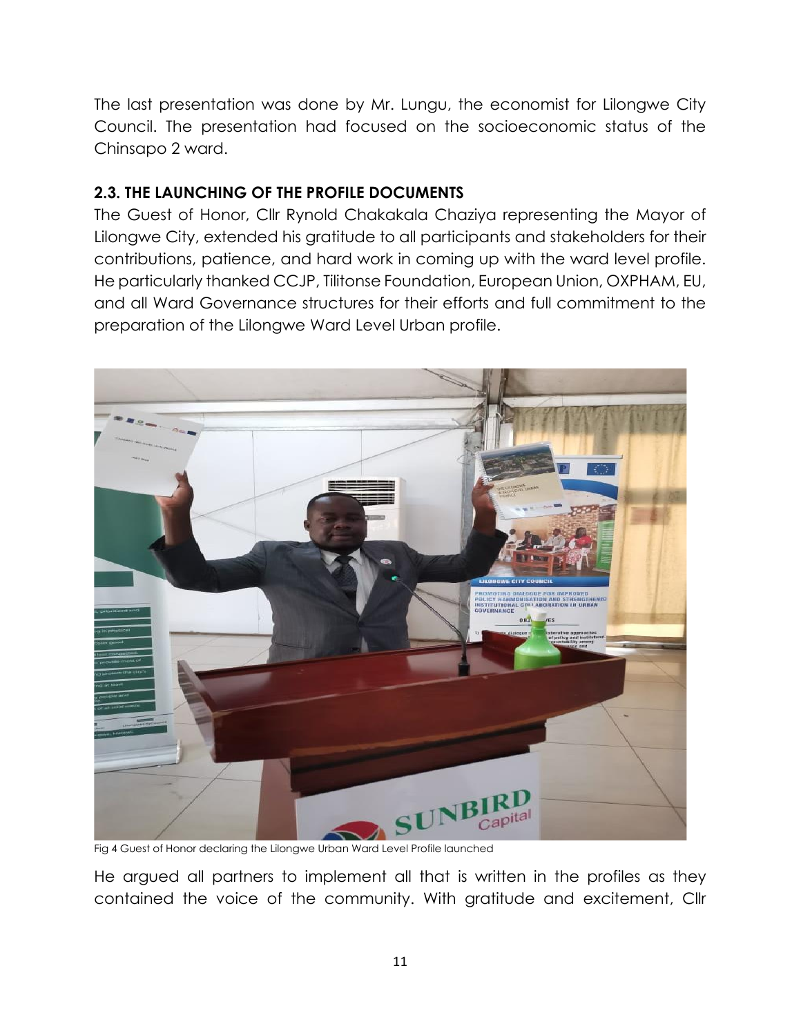The last presentation was done by Mr. Lungu, the economist for Lilongwe City Council. The presentation had focused on the socioeconomic status of the Chinsapo 2 ward.

### 2.3. THE LAUNCHING OF THE PROFILE DOCUMENTS

The Guest of Honor, Cllr Rynold Chakakala Chaziya representing the Mayor of Lilongwe City, extended his gratitude to all participants and stakeholders for their contributions, patience, and hard work in coming up with the ward level profile. He particularly thanked CCJP, Tilitonse Foundation, European Union, OXPHAM, EU, and all Ward Governance structures for their efforts and full commitment to the preparation of the Lilongwe Ward Level Urban profile.

Fig 4 Guest of Honor declaring the Lilongwe Urban Ward Level Profile launched

He argued all partners to implement all that is written in the profiles as they contained the voice of the community. With gratitude and excitement, Cllr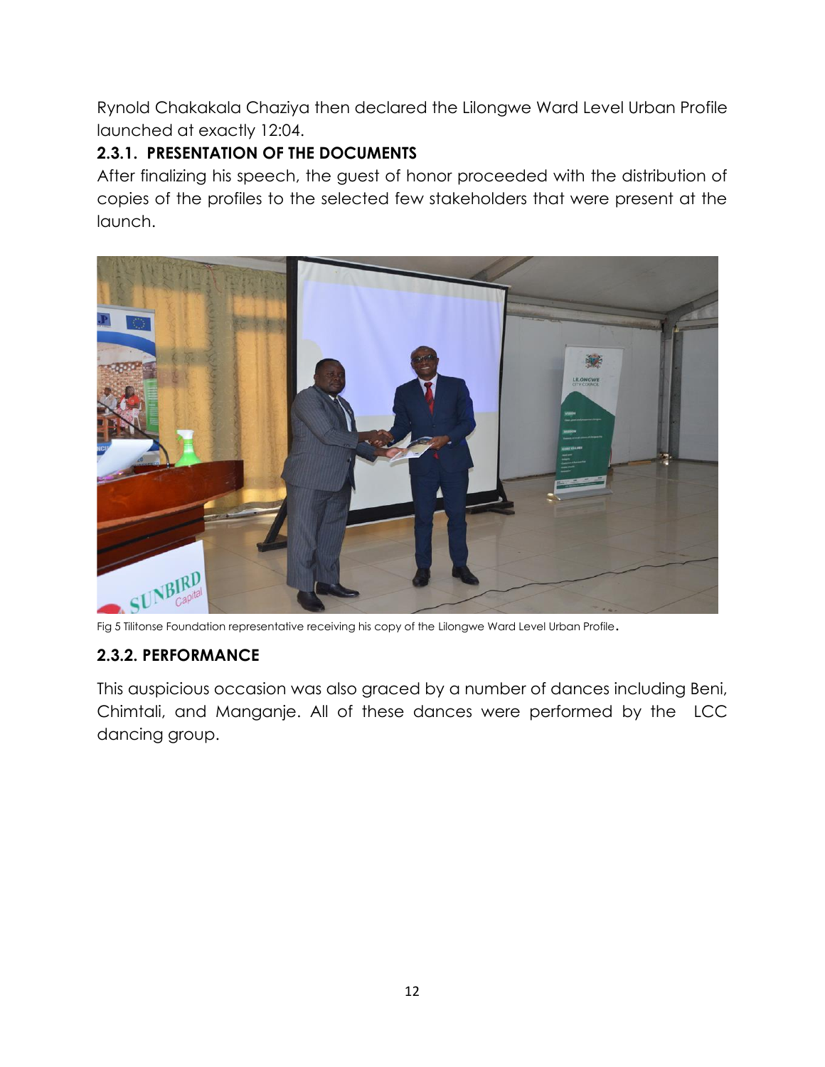Rynold Chakakala Chaziya then declared the Lilongwe Ward Level Urban Profile launched at exactly 12:04.

### 2.3.1. PRESENTATION OF THE DOCUMENTS

After finalizing his speech, the guest of honor proceeded with the distribution of copies of the profiles to the selected few stakeholders that were present at the launch.

Fig 5 Tilitonse Foundation representative receiving his copy of the Lilongwe Ward Level Urban Profile.

### 2.3.2. PERFORMANCE

This auspicious occasion was also graced by a number of dances including Beni, Chimtali, and Manganje. All of these dances were performed by the LCC dancing group.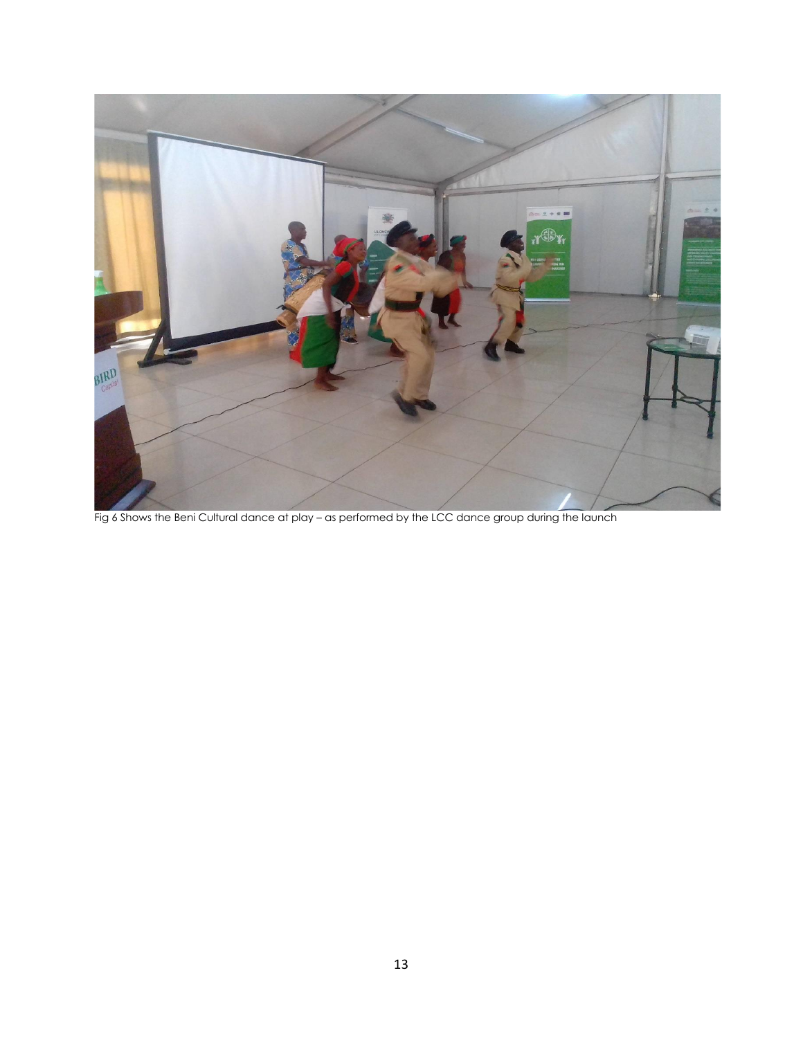Fig 6 Shows the Beni Cultural dance at play – as performed by the LCC dance group during the launch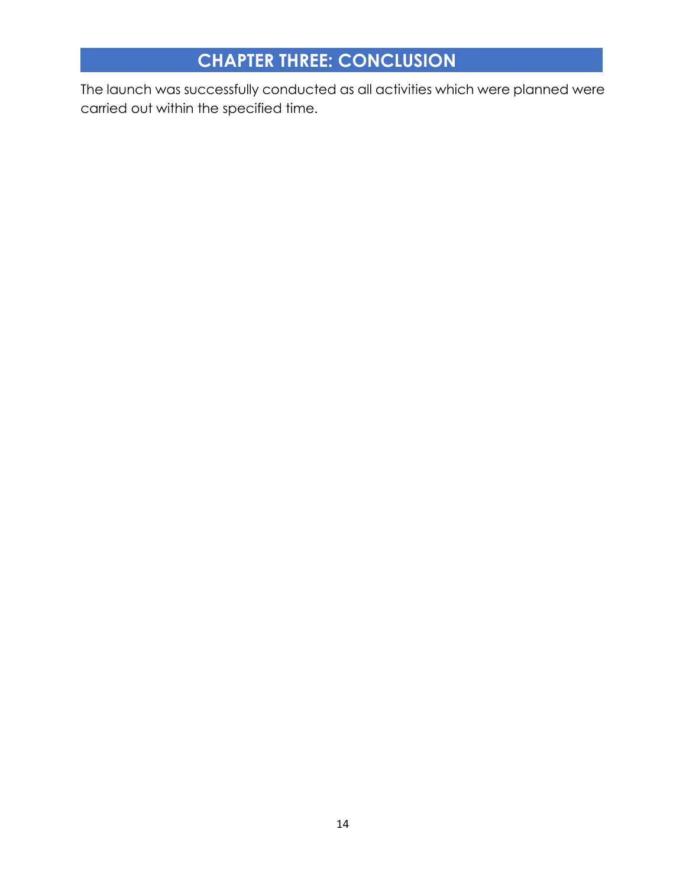# CHAPTER THREE: CONCLUSION

The launch was successfully conducted as all activities which were planned were carried out within the specified time.